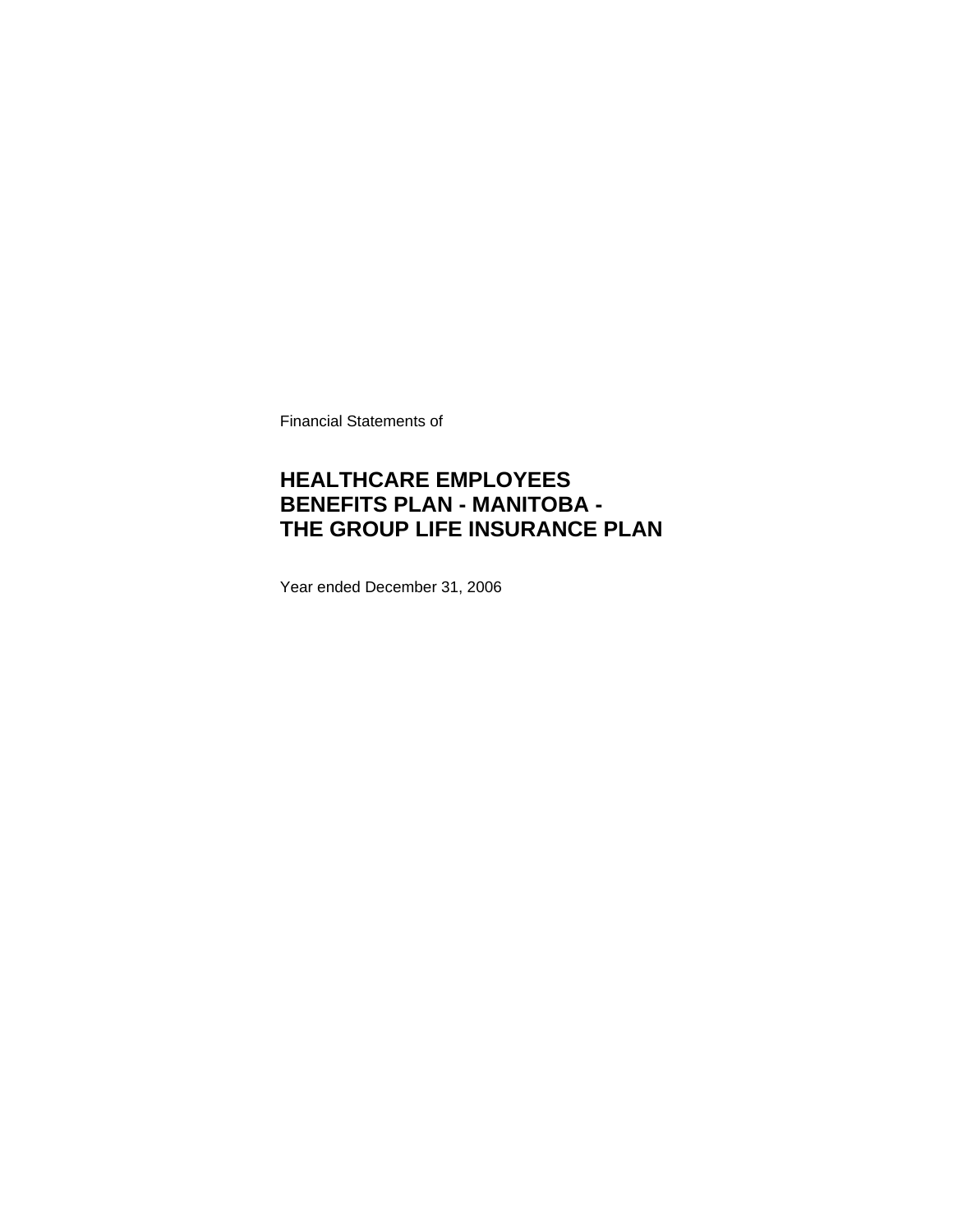Financial Statements of

# HEALTHCARE EMPLOYEES BENEFITS PLAN - MANITOBA - THE GROUP LIFE INSURANCE PLAN

Year ended December 31, 2006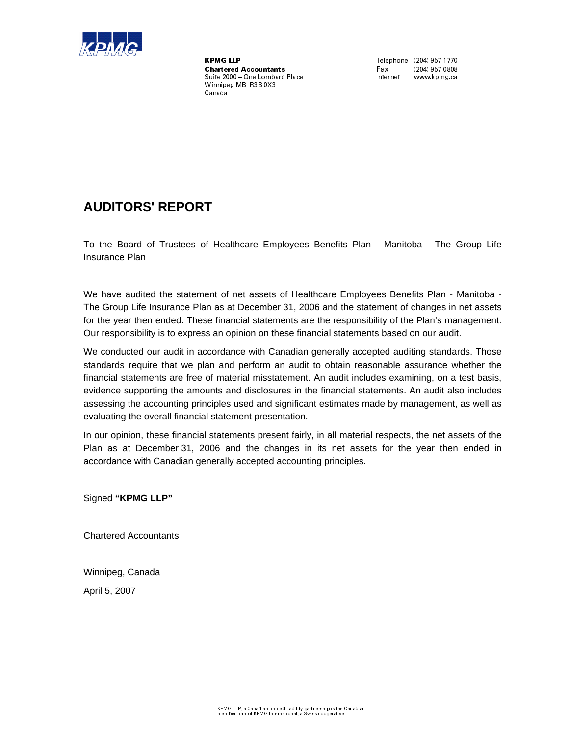KPMG LLP
**Chartered Accountants**
Suite 2000 – One Lombard Place
Winnipeg MB R3B 0X3
Canada

Telephone (204) 957-1770
Fax (204) 957-0808
Internet www.kpmg.ca

# AUDITORS' REPORT

To the Board of Trustees of Healthcare Employees Benefits Plan - Manitoba - The Group Life Insurance Plan

We have audited the statement of net assets of Healthcare Employees Benefits Plan - Manitoba - The Group Life Insurance Plan as at December 31, 2006 and the statement of changes in net assets for the year then ended. These financial statements are the responsibility of the Plan's management. Our responsibility is to express an opinion on these financial statements based on our audit.

We conducted our audit in accordance with Canadian generally accepted auditing standards. Those standards require that we plan and perform an audit to obtain reasonable assurance whether the financial statements are free of material misstatement. An audit includes examining, on a test basis, evidence supporting the amounts and disclosures in the financial statements. An audit also includes assessing the accounting principles used and significant estimates made by management, as well as evaluating the overall financial statement presentation.

In our opinion, these financial statements present fairly, in all material respects, the net assets of the Plan as at December 31, 2006 and the changes in its net assets for the year then ended in accordance with Canadian generally accepted accounting principles.

Signed **"KPMG LLP"**

Chartered Accountants

Winnipeg, Canada

April 5, 2007

KPMG LLP, a Canadian limited liability partnership is the Canadian member firm of KPMG International, a Swiss cooperative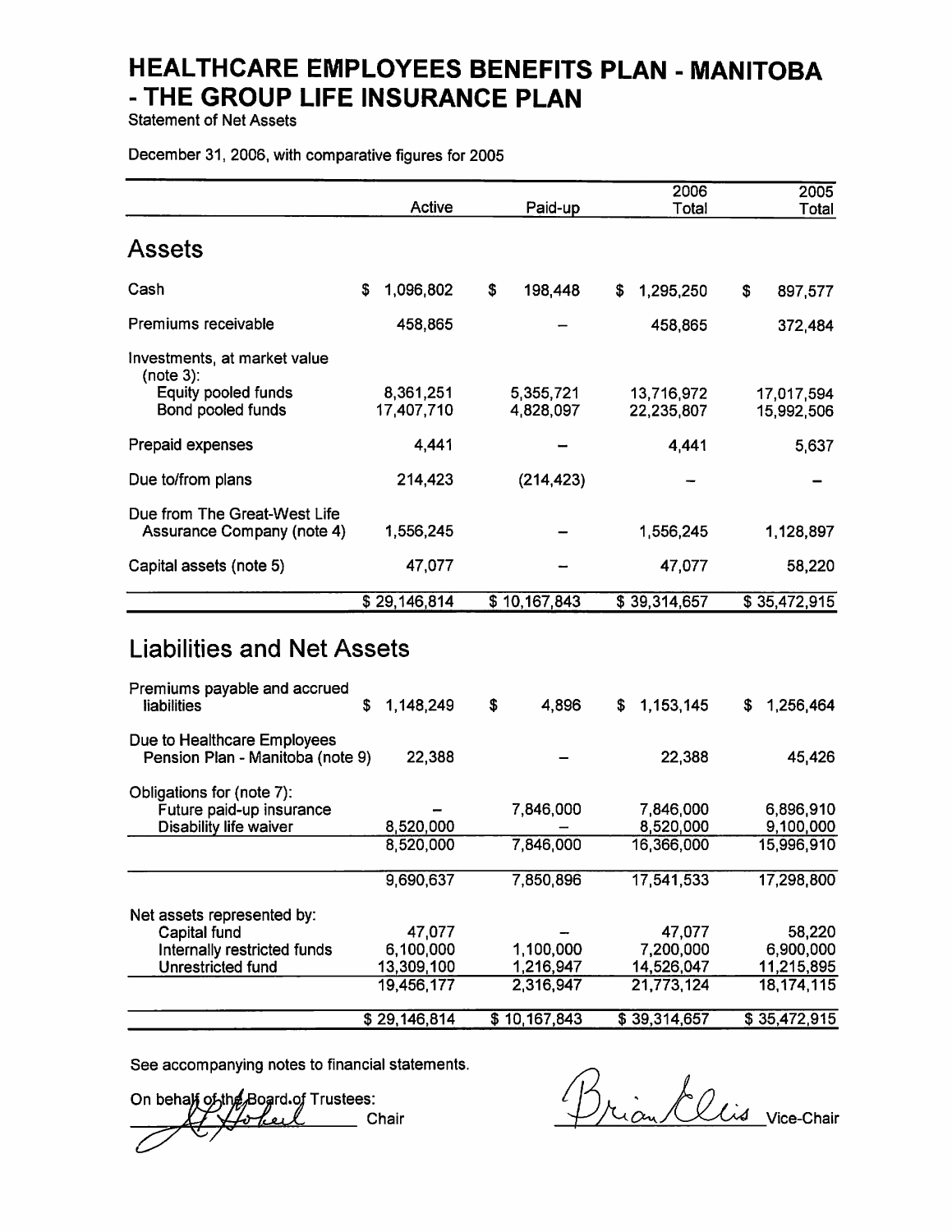# HEALTHCARE EMPLOYEES BENEFITS PLAN - MANITOBA - THE GROUP LIFE INSURANCE PLAN

Statement of Net Assets

December 31, 2006, with comparative figures for 2005

| | Active | Paid-up | 2006 Total | 2005 Total |
|---|---|---|---|---|
| **Assets** | | | | |
| Cash | $ 1,096,802 | $ 198,448 | $ 1,295,250 | $ 897,577 |
| Premiums receivable | 458,865 | – | 458,865 | 372,484 |
| Investments, at market value (note 3): | | | | |
| Equity pooled funds | 8,361,251 | 5,355,721 | 13,716,972 | 17,017,594 |
| Bond pooled funds | 17,407,710 | 4,828,097 | 22,235,807 | 15,992,506 |
| Prepaid expenses | 4,441 | – | 4,441 | 5,637 |
| Due to/from plans | 214,423 | (214,423) | – | – |
| Due from The Great-West Life Assurance Company (note 4) | 1,556,245 | – | 1,556,245 | 1,128,897 |
| Capital assets (note 5) | 47,077 | – | 47,077 | 58,220 |
| | $ 29,146,814 | $ 10,167,843 | $ 39,314,657 | $ 35,472,915 |
| **Liabilities and Net Assets** | | | | |
| Premiums payable and accrued liabilities | $ 1,148,249 | $ 4,896 | $ 1,153,145 | $ 1,256,464 |
| Due to Healthcare Employees Pension Plan - Manitoba (note 9) | 22,388 | – | 22,388 | 45,426 |
| Obligations for (note 7): | | | | |
| Future paid-up insurance | – | 7,846,000 | 7,846,000 | 6,896,910 |
| Disability life waiver | 8,520,000 | – | 8,520,000 | 9,100,000 |
| | 8,520,000 | 7,846,000 | 16,366,000 | 15,996,910 |
| | 9,690,637 | 7,850,896 | 17,541,533 | 17,298,800 |
| Net assets represented by: | | | | |
| Capital fund | 47,077 | – | 47,077 | 58,220 |
| Internally restricted funds | 6,100,000 | 1,100,000 | 7,200,000 | 6,900,000 |
| Unrestricted fund | 13,309,100 | 1,216,947 | 14,526,047 | 11,215,895 |
| | 19,456,177 | 2,316,947 | 21,773,124 | 18,174,115 |
| | $ 29,146,814 | $ 10,167,843 | $ 39,314,657 | $ 35,472,915 |

See accompanying notes to financial statements.

On behalf of the Board of Trustees:

_______________ Chair

Brian Ellis Vice-Chair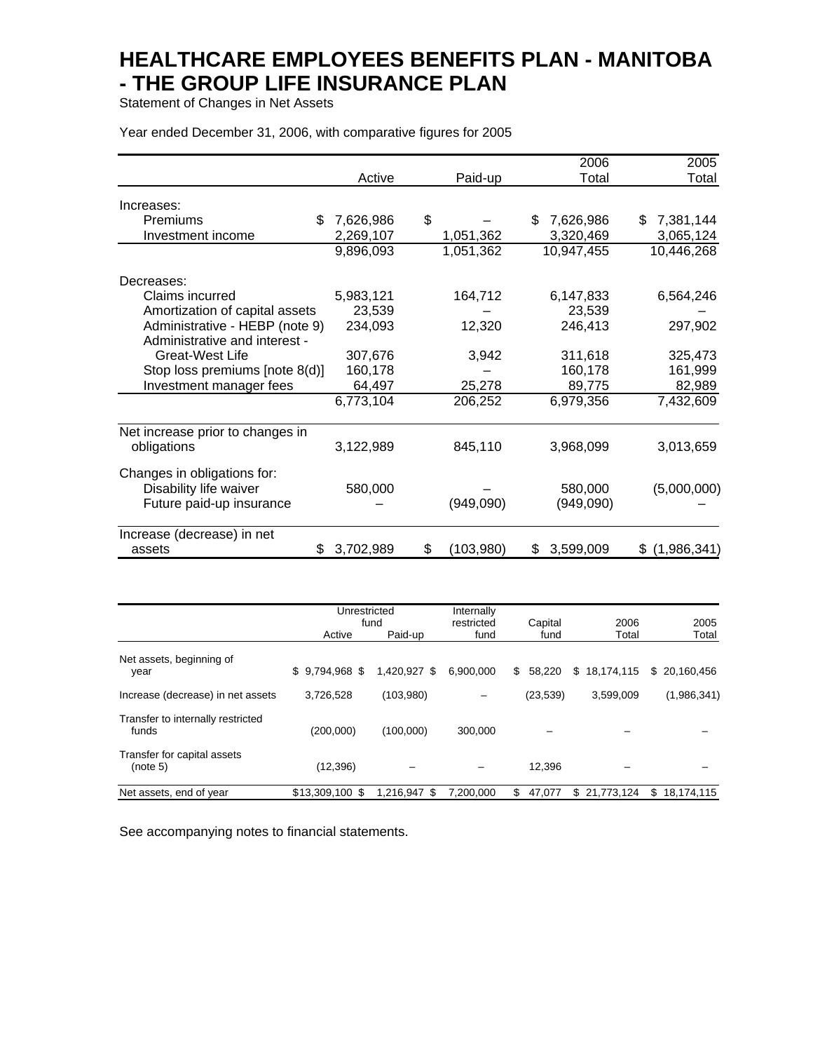# HEALTHCARE EMPLOYEES BENEFITS PLAN - MANITOBA - THE GROUP LIFE INSURANCE PLAN

Statement of Changes in Net Assets

Year ended December 31, 2006, with comparative figures for 2005

| | Active | Paid-up | 2006 Total | 2005 Total |
|---|---|---|---|---|
| Increases: | | | | |
| Premiums | $ 7,626,986 | $ – | $ 7,626,986 | $ 7,381,144 |
| Investment income | 2,269,107 | 1,051,362 | 3,320,469 | 3,065,124 |
| | 9,896,093 | 1,051,362 | 10,947,455 | 10,446,268 |
| Decreases: | | | | |
| Claims incurred | 5,983,121 | 164,712 | 6,147,833 | 6,564,246 |
| Amortization of capital assets | 23,539 | – | 23,539 | – |
| Administrative - HEBP (note 9) | 234,093 | 12,320 | 246,413 | 297,902 |
| Administrative and interest - Great-West Life | 307,676 | 3,942 | 311,618 | 325,473 |
| Stop loss premiums [note 8(d)] | 160,178 | – | 160,178 | 161,999 |
| Investment manager fees | 64,497 | 25,278 | 89,775 | 82,989 |
| | 6,773,104 | 206,252 | 6,979,356 | 7,432,609 |
| Net increase prior to changes in obligations | 3,122,989 | 845,110 | 3,968,099 | 3,013,659 |
| Changes in obligations for: | | | | |
| Disability life waiver | 580,000 | – | 580,000 | (5,000,000) |
| Future paid-up insurance | – | (949,090) | (949,090) | – |
| Increase (decrease) in net assets | $ 3,702,989 | $ (103,980) | $ 3,599,009 | $ (1,986,341) |

| | Unrestricted fund | | Internally restricted fund | Capital fund | 2006 Total | 2005 Total |
|---|---|---|---|---|---|---|
| | Active | Paid-up | | | | |
| Net assets, beginning of year | $ 9,794,968 | $ 1,420,927 | $ 6,900,000 | $ 58,220 | $ 18,174,115 | $ 20,160,456 |
| Increase (decrease) in net assets | 3,726,528 | (103,980) | – | (23,539) | 3,599,009 | (1,986,341) |
| Transfer to internally restricted funds | (200,000) | (100,000) | 300,000 | – | – | – |
| Transfer for capital assets (note 5) | (12,396) | – | – | 12,396 | – | – |
| Net assets, end of year | $13,309,100 | $ 1,216,947 | $ 7,200,000 | $ 47,077 | $ 21,773,124 | $ 18,174,115 |

See accompanying notes to financial statements.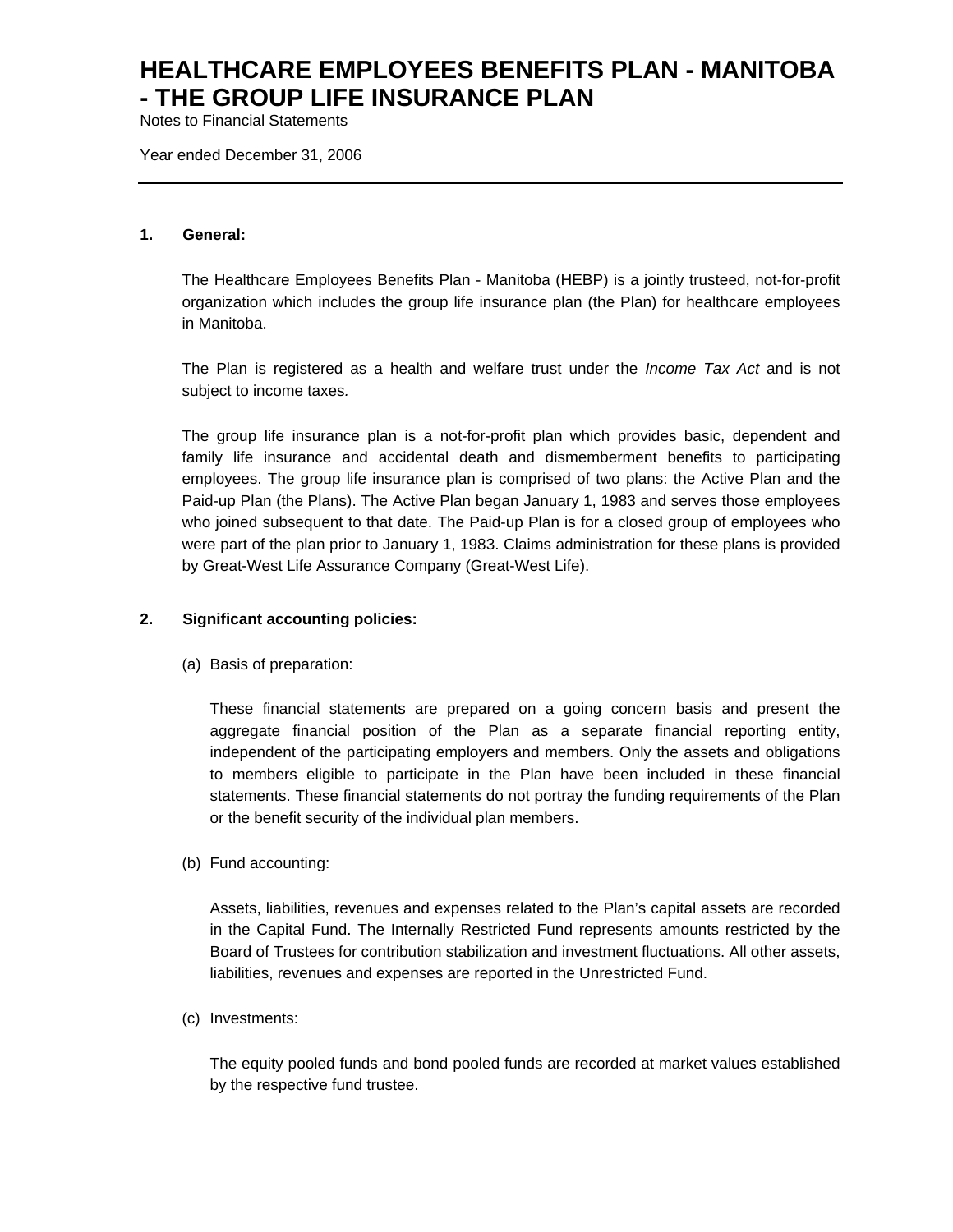# HEALTHCARE EMPLOYEES BENEFITS PLAN - MANITOBA - THE GROUP LIFE INSURANCE PLAN

Notes to Financial Statements

Year ended December 31, 2006

---

## 1. General:

The Healthcare Employees Benefits Plan - Manitoba (HEBP) is a jointly trusteed, not-for-profit organization which includes the group life insurance plan (the Plan) for healthcare employees in Manitoba.

The Plan is registered as a health and welfare trust under the *Income Tax Act* and is not subject to income taxes.

The group life insurance plan is a not-for-profit plan which provides basic, dependent and family life insurance and accidental death and dismemberment benefits to participating employees. The group life insurance plan is comprised of two plans: the Active Plan and the Paid-up Plan (the Plans). The Active Plan began January 1, 1983 and serves those employees who joined subsequent to that date. The Paid-up Plan is for a closed group of employees who were part of the plan prior to January 1, 1983. Claims administration for these plans is provided by Great-West Life Assurance Company (Great-West Life).

## 2. Significant accounting policies:

(a) Basis of preparation:

These financial statements are prepared on a going concern basis and present the aggregate financial position of the Plan as a separate financial reporting entity, independent of the participating employers and members. Only the assets and obligations to members eligible to participate in the Plan have been included in these financial statements. These financial statements do not portray the funding requirements of the Plan or the benefit security of the individual plan members.

(b) Fund accounting:

Assets, liabilities, revenues and expenses related to the Plan's capital assets are recorded in the Capital Fund. The Internally Restricted Fund represents amounts restricted by the Board of Trustees for contribution stabilization and investment fluctuations. All other assets, liabilities, revenues and expenses are reported in the Unrestricted Fund.

(c) Investments:

The equity pooled funds and bond pooled funds are recorded at market values established by the respective fund trustee.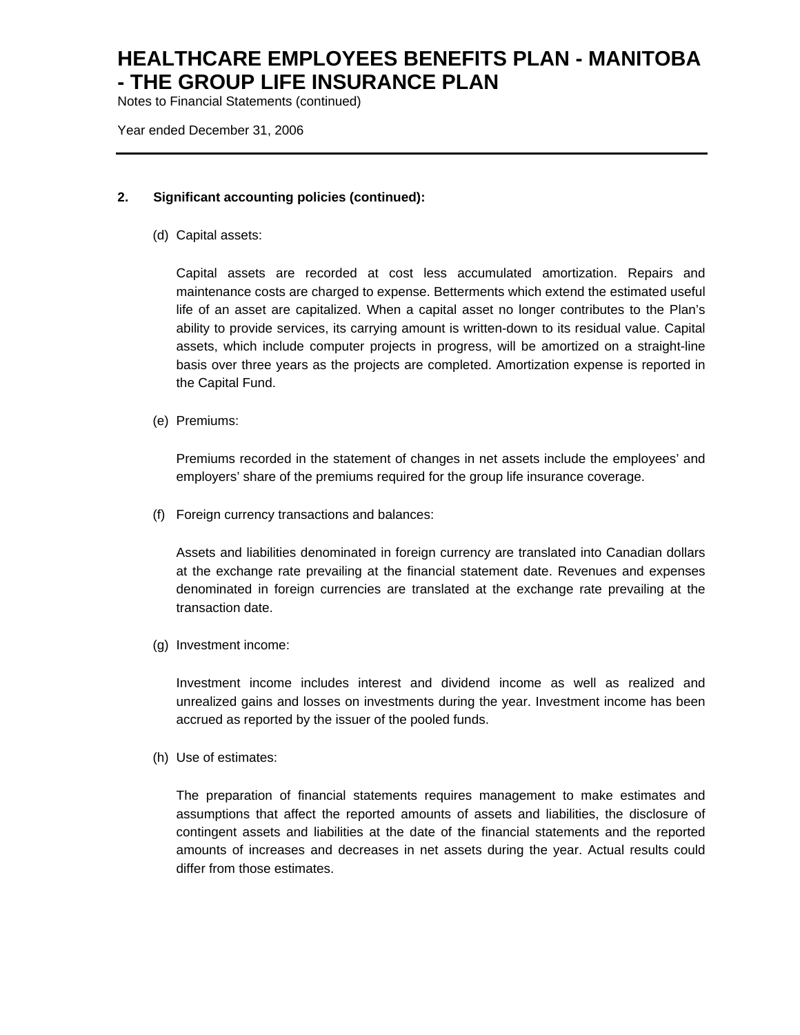## 2. Significant accounting policies (continued):

(d) Capital assets:

Capital assets are recorded at cost less accumulated amortization. Repairs and maintenance costs are charged to expense. Betterments which extend the estimated useful life of an asset are capitalized. When a capital asset no longer contributes to the Plan's ability to provide services, its carrying amount is written-down to its residual value. Capital assets, which include computer projects in progress, will be amortized on a straight-line basis over three years as the projects are completed. Amortization expense is reported in the Capital Fund.

(e) Premiums:

Premiums recorded in the statement of changes in net assets include the employees' and employers' share of the premiums required for the group life insurance coverage.

(f) Foreign currency transactions and balances:

Assets and liabilities denominated in foreign currency are translated into Canadian dollars at the exchange rate prevailing at the financial statement date. Revenues and expenses denominated in foreign currencies are translated at the exchange rate prevailing at the transaction date.

(g) Investment income:

Investment income includes interest and dividend income as well as realized and unrealized gains and losses on investments during the year. Investment income has been accrued as reported by the issuer of the pooled funds.

(h) Use of estimates:

The preparation of financial statements requires management to make estimates and assumptions that affect the reported amounts of assets and liabilities, the disclosure of contingent assets and liabilities at the date of the financial statements and the reported amounts of increases and decreases in net assets during the year. Actual results could differ from those estimates.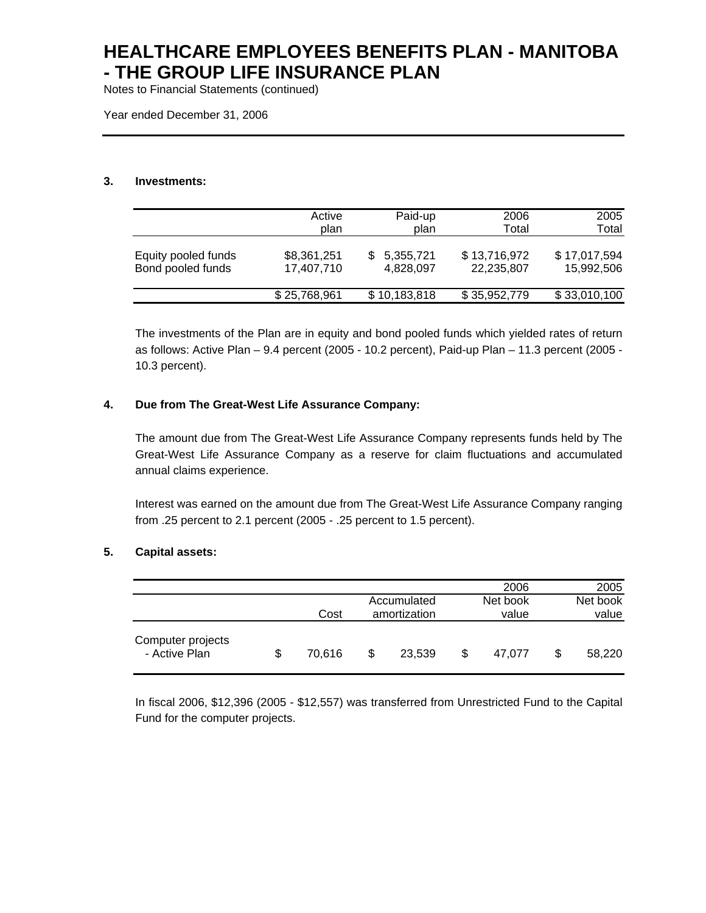# HEALTHCARE EMPLOYEES BENEFITS PLAN - MANITOBA - THE GROUP LIFE INSURANCE PLAN

Notes to Financial Statements (continued)

Year ended December 31, 2006

## 3. Investments:

| | Active plan | Paid-up plan | 2006 Total | 2005 Total |
|---|---|---|---|---|
| Equity pooled funds | $8,361,251 | $ 5,355,721 | $ 13,716,972 | $ 17,017,594 |
| Bond pooled funds | 17,407,710 | 4,828,097 | 22,235,807 | 15,992,506 |
| | $ 25,768,961 | $ 10,183,818 | $ 35,952,779 | $ 33,010,100 |

The investments of the Plan are in equity and bond pooled funds which yielded rates of return as follows: Active Plan – 9.4 percent (2005 - 10.2 percent), Paid-up Plan – 11.3 percent (2005 - 10.3 percent).

## 4. Due from The Great-West Life Assurance Company:

The amount due from The Great-West Life Assurance Company represents funds held by The Great-West Life Assurance Company as a reserve for claim fluctuations and accumulated annual claims experience.

Interest was earned on the amount due from The Great-West Life Assurance Company ranging from .25 percent to 2.1 percent (2005 - .25 percent to 1.5 percent).

## 5. Capital assets:

| | | | 2006 | 2005 |
|---|---|---|---|---|
| | Cost | Accumulated amortization | Net book value | Net book value |
| Computer projects - Active Plan | $ 70,616 | $ 23,539 | $ 47,077 | $ 58,220 |

In fiscal 2006, $12,396 (2005 - $12,557) was transferred from Unrestricted Fund to the Capital Fund for the computer projects.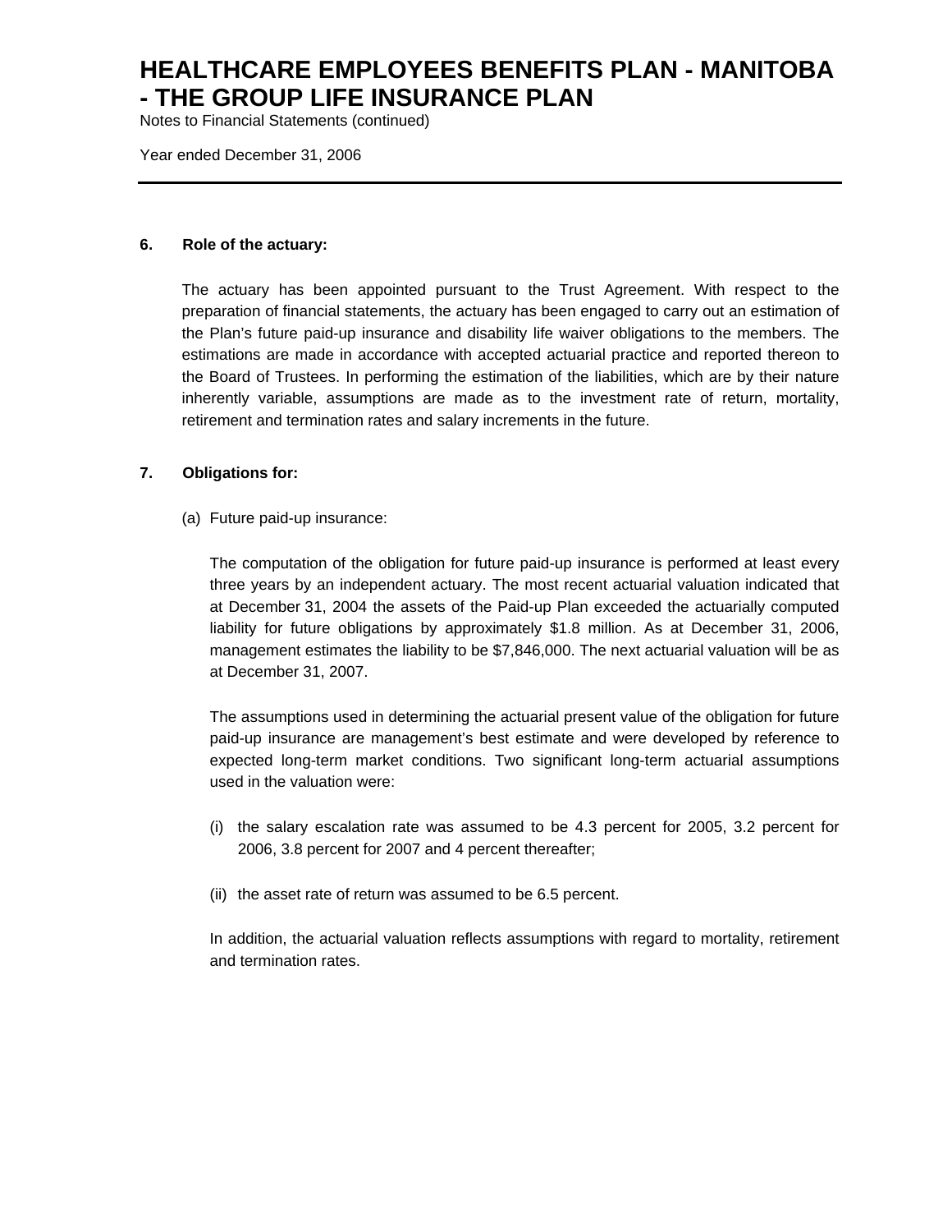# HEALTHCARE EMPLOYEES BENEFITS PLAN - MANITOBA - THE GROUP LIFE INSURANCE PLAN

Notes to Financial Statements (continued)

Year ended December 31, 2006

**6. Role of the actuary:**

The actuary has been appointed pursuant to the Trust Agreement. With respect to the preparation of financial statements, the actuary has been engaged to carry out an estimation of the Plan's future paid-up insurance and disability life waiver obligations to the members. The estimations are made in accordance with accepted actuarial practice and reported thereon to the Board of Trustees. In performing the estimation of the liabilities, which are by their nature inherently variable, assumptions are made as to the investment rate of return, mortality, retirement and termination rates and salary increments in the future.

**7. Obligations for:**

(a) Future paid-up insurance:

The computation of the obligation for future paid-up insurance is performed at least every three years by an independent actuary. The most recent actuarial valuation indicated that at December 31, 2004 the assets of the Paid-up Plan exceeded the actuarially computed liability for future obligations by approximately $1.8 million. As at December 31, 2006, management estimates the liability to be $7,846,000. The next actuarial valuation will be as at December 31, 2007.

The assumptions used in determining the actuarial present value of the obligation for future paid-up insurance are management's best estimate and were developed by reference to expected long-term market conditions. Two significant long-term actuarial assumptions used in the valuation were:

(i) the salary escalation rate was assumed to be 4.3 percent for 2005, 3.2 percent for 2006, 3.8 percent for 2007 and 4 percent thereafter;

(ii) the asset rate of return was assumed to be 6.5 percent.

In addition, the actuarial valuation reflects assumptions with regard to mortality, retirement and termination rates.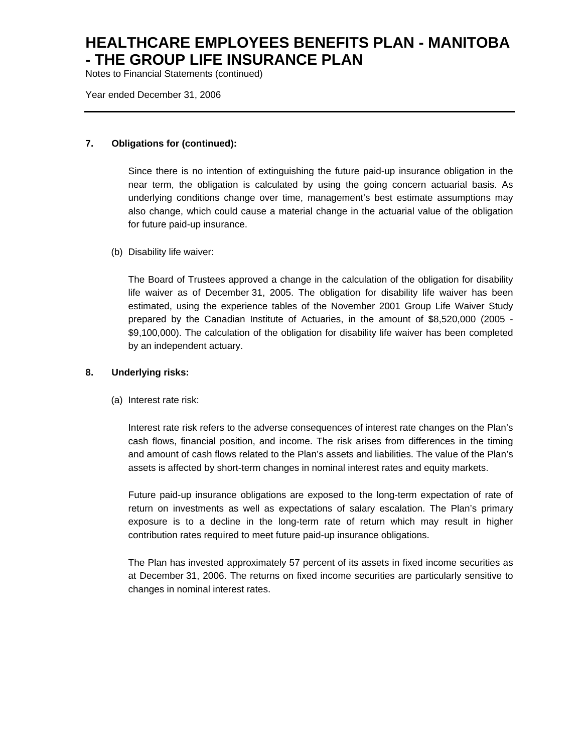### 7. Obligations for (continued):

Since there is no intention of extinguishing the future paid-up insurance obligation in the near term, the obligation is calculated by using the going concern actuarial basis. As underlying conditions change over time, management's best estimate assumptions may also change, which could cause a material change in the actuarial value of the obligation for future paid-up insurance.

(b) Disability life waiver:

The Board of Trustees approved a change in the calculation of the obligation for disability life waiver as of December 31, 2005. The obligation for disability life waiver has been estimated, using the experience tables of the November 2001 Group Life Waiver Study prepared by the Canadian Institute of Actuaries, in the amount of $8,520,000 (2005 - $9,100,000). The calculation of the obligation for disability life waiver has been completed by an independent actuary.

### 8. Underlying risks:

(a) Interest rate risk:

Interest rate risk refers to the adverse consequences of interest rate changes on the Plan's cash flows, financial position, and income. The risk arises from differences in the timing and amount of cash flows related to the Plan's assets and liabilities. The value of the Plan's assets is affected by short-term changes in nominal interest rates and equity markets.

Future paid-up insurance obligations are exposed to the long-term expectation of rate of return on investments as well as expectations of salary escalation. The Plan's primary exposure is to a decline in the long-term rate of return which may result in higher contribution rates required to meet future paid-up insurance obligations.

The Plan has invested approximately 57 percent of its assets in fixed income securities as at December 31, 2006. The returns on fixed income securities are particularly sensitive to changes in nominal interest rates.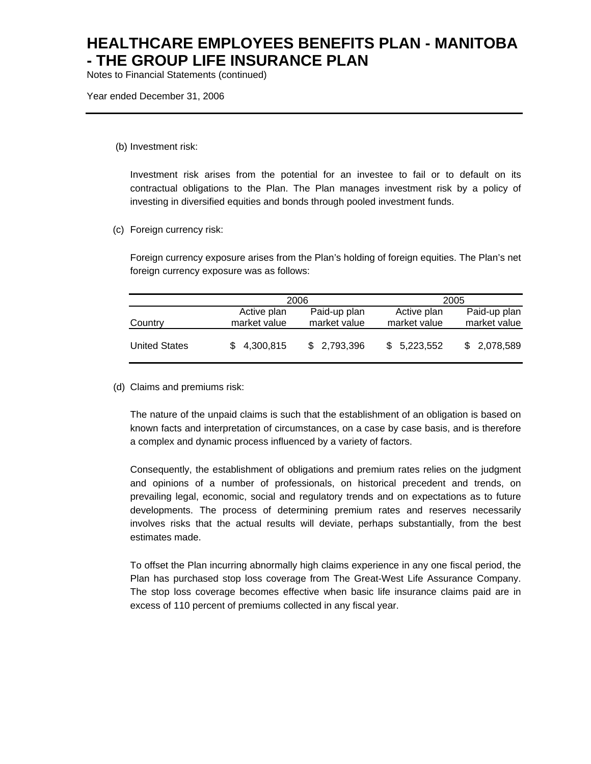# HEALTHCARE EMPLOYEES BENEFITS PLAN - MANITOBA - THE GROUP LIFE INSURANCE PLAN

Notes to Financial Statements (continued)

Year ended December 31, 2006

(b) Investment risk:

Investment risk arises from the potential for an investee to fail or to default on its contractual obligations to the Plan. The Plan manages investment risk by a policy of investing in diversified equities and bonds through pooled investment funds.

(c) Foreign currency risk:

Foreign currency exposure arises from the Plan's holding of foreign equities. The Plan's net foreign currency exposure was as follows:

| | 2006 | | 2005 | |
|---|---|---|---|---|
| Country | Active plan market value | Paid-up plan market value | Active plan market value | Paid-up plan market value |
| United States | $ 4,300,815 | $ 2,793,396 | $ 5,223,552 | $ 2,078,589 |

(d) Claims and premiums risk:

The nature of the unpaid claims is such that the establishment of an obligation is based on known facts and interpretation of circumstances, on a case by case basis, and is therefore a complex and dynamic process influenced by a variety of factors.

Consequently, the establishment of obligations and premium rates relies on the judgment and opinions of a number of professionals, on historical precedent and trends, on prevailing legal, economic, social and regulatory trends and on expectations as to future developments. The process of determining premium rates and reserves necessarily involves risks that the actual results will deviate, perhaps substantially, from the best estimates made.

To offset the Plan incurring abnormally high claims experience in any one fiscal period, the Plan has purchased stop loss coverage from The Great-West Life Assurance Company. The stop loss coverage becomes effective when basic life insurance claims paid are in excess of 110 percent of premiums collected in any fiscal year.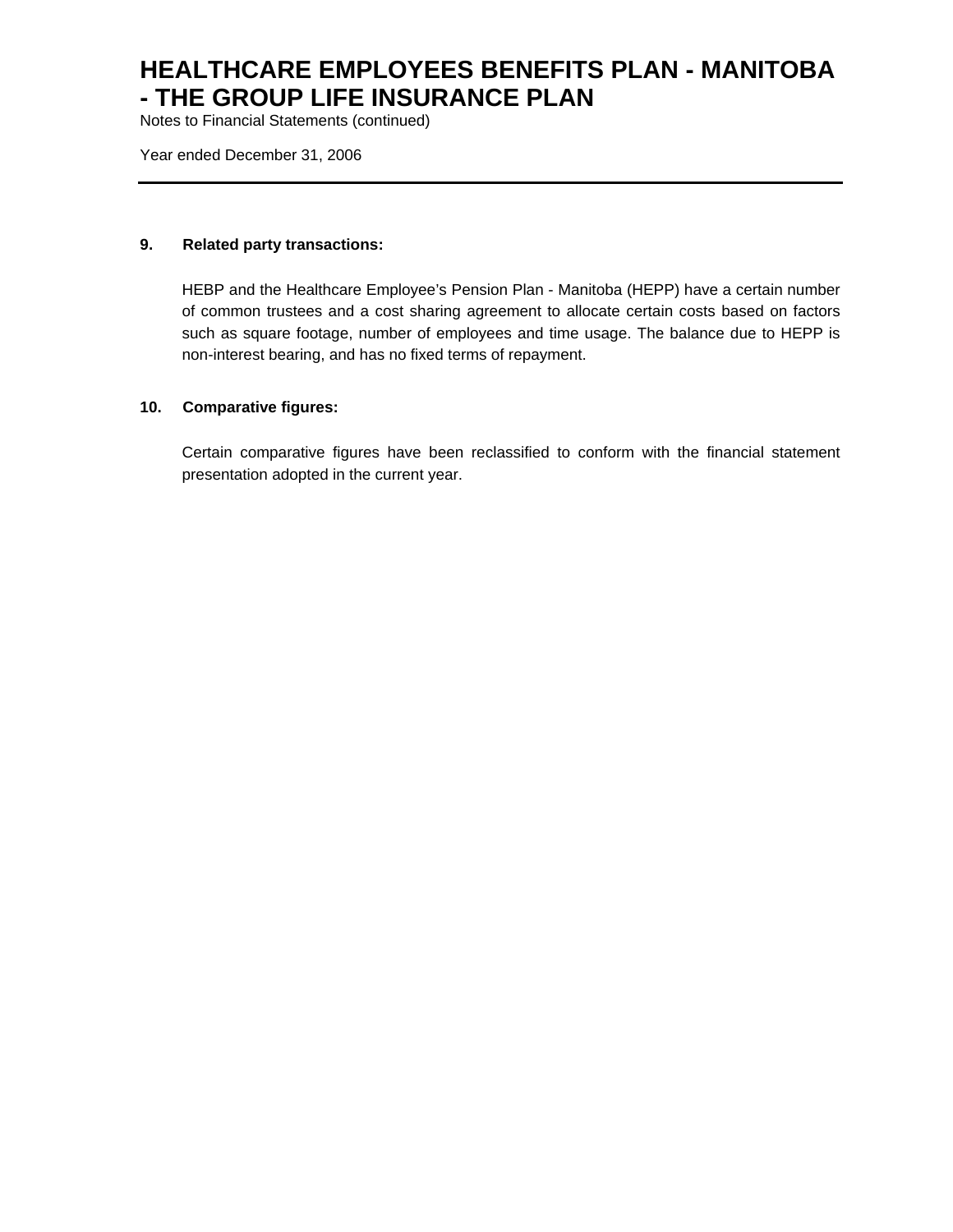### 9. Related party transactions:

HEBP and the Healthcare Employee's Pension Plan - Manitoba (HEPP) have a certain number of common trustees and a cost sharing agreement to allocate certain costs based on factors such as square footage, number of employees and time usage. The balance due to HEPP is non-interest bearing, and has no fixed terms of repayment.

### 10. Comparative figures:

Certain comparative figures have been reclassified to conform with the financial statement presentation adopted in the current year.